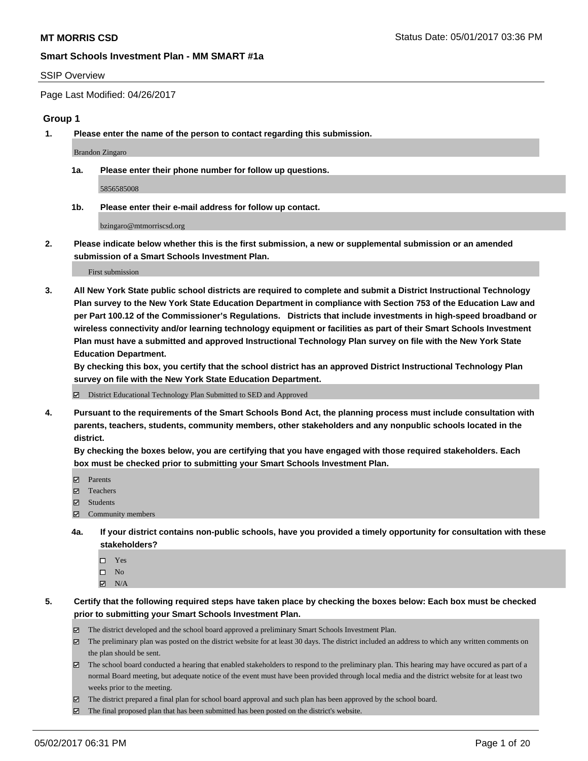**MT MORRIS CSD**

Status Date: 05/01/2017 03:36 PM

**Smart Schools Investment Plan - MM SMART #1a**

SSIP Overview

Page Last Modified: 04/26/2017

### Group 1

**1. Please enter the name of the person to contact regarding this submission.**

Brandon Zingaro

**1a. Please enter their phone number for follow up questions.**

5856585008

**1b. Please enter their e-mail address for follow up contact.**

bzingaro@mtmorriscsd.org

**2. Please indicate below whether this is the first submission, a new or supplemental submission or an amended submission of a Smart Schools Investment Plan.**

First submission

**3. All New York State public school districts are required to complete and submit a District Instructional Technology Plan survey to the New York State Education Department in compliance with Section 753 of the Education Law and per Part 100.12 of the Commissioner's Regulations. Districts that include investments in high-speed broadband or wireless connectivity and/or learning technology equipment or facilities as part of their Smart Schools Investment Plan must have a submitted and approved Instructional Technology Plan survey on file with the New York State Education Department.**
**By checking this box, you certify that the school district has an approved District Instructional Technology Plan survey on file with the New York State Education Department.**

☑ District Educational Technology Plan Submitted to SED and Approved

**4. Pursuant to the requirements of the Smart Schools Bond Act, the planning process must include consultation with parents, teachers, students, community members, other stakeholders and any nonpublic schools located in the district.**
**By checking the boxes below, you are certifying that you have engaged with those required stakeholders. Each box must be checked prior to submitting your Smart Schools Investment Plan.**

☑ Parents
☑ Teachers
☑ Students
☑ Community members

**4a. If your district contains non-public schools, have you provided a timely opportunity for consultation with these stakeholders?**

☐ Yes
☐ No
☑ N/A

**5. Certify that the following required steps have taken place by checking the boxes below: Each box must be checked prior to submitting your Smart Schools Investment Plan.**

☑ The district developed and the school board approved a preliminary Smart Schools Investment Plan.
☑ The preliminary plan was posted on the district website for at least 30 days. The district included an address to which any written comments on the plan should be sent.
☑ The school board conducted a hearing that enabled stakeholders to respond to the preliminary plan. This hearing may have occured as part of a normal Board meeting, but adequate notice of the event must have been provided through local media and the district website for at least two weeks prior to the meeting.
☑ The district prepared a final plan for school board approval and such plan has been approved by the school board.
☑ The final proposed plan that has been submitted has been posted on the district's website.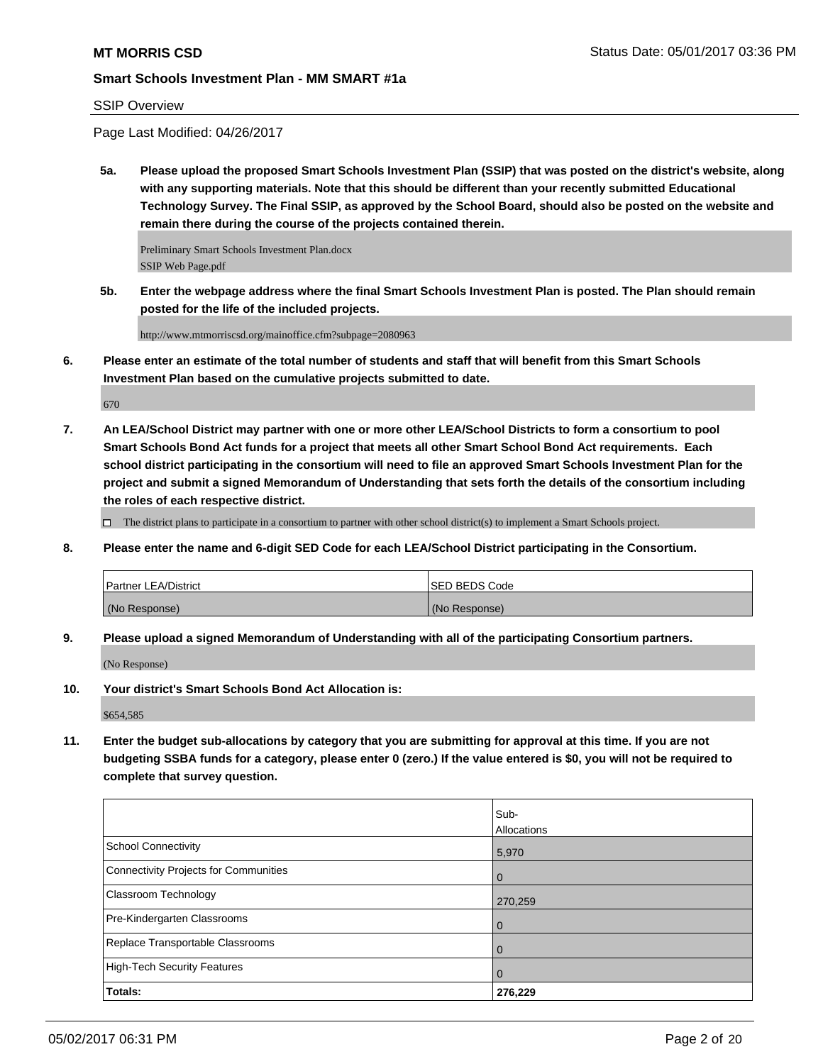**MT MORRIS CSD** Status Date: 05/01/2017 03:36 PM

**Smart Schools Investment Plan - MM SMART #1a**

SSIP Overview

Page Last Modified: 04/26/2017

**5a. Please upload the proposed Smart Schools Investment Plan (SSIP) that was posted on the district's website, along with any supporting materials. Note that this should be different than your recently submitted Educational Technology Survey. The Final SSIP, as approved by the School Board, should also be posted on the website and remain there during the course of the projects contained therein.**

Preliminary Smart Schools Investment Plan.docx
SSIP Web Page.pdf

**5b. Enter the webpage address where the final Smart Schools Investment Plan is posted. The Plan should remain posted for the life of the included projects.**

http://www.mtmorriscsd.org/mainoffice.cfm?subpage=2080963

**6. Please enter an estimate of the total number of students and staff that will benefit from this Smart Schools Investment Plan based on the cumulative projects submitted to date.**

670

**7. An LEA/School District may partner with one or more other LEA/School Districts to form a consortium to pool Smart Schools Bond Act funds for a project that meets all other Smart School Bond Act requirements. Each school district participating in the consortium will need to file an approved Smart Schools Investment Plan for the project and submit a signed Memorandum of Understanding that sets forth the details of the consortium including the roles of each respective district.**

☐ The district plans to participate in a consortium to partner with other school district(s) to implement a Smart Schools project.

**8. Please enter the name and 6-digit SED Code for each LEA/School District participating in the Consortium.**

| Partner LEA/District | SED BEDS Code |
|---|---|
| (No Response) | (No Response) |

**9. Please upload a signed Memorandum of Understanding with all of the participating Consortium partners.**

(No Response)

**10. Your district's Smart Schools Bond Act Allocation is:**

$654,585

**11. Enter the budget sub-allocations by category that you are submitting for approval at this time. If you are not budgeting SSBA funds for a category, please enter 0 (zero.) If the value entered is $0, you will not be required to complete that survey question.**

| | Sub-Allocations |
|---|---|
| School Connectivity | 5,970 |
| Connectivity Projects for Communities | 0 |
| Classroom Technology | 270,259 |
| Pre-Kindergarten Classrooms | 0 |
| Replace Transportable Classrooms | 0 |
| High-Tech Security Features | 0 |
| **Totals:** | **276,229** |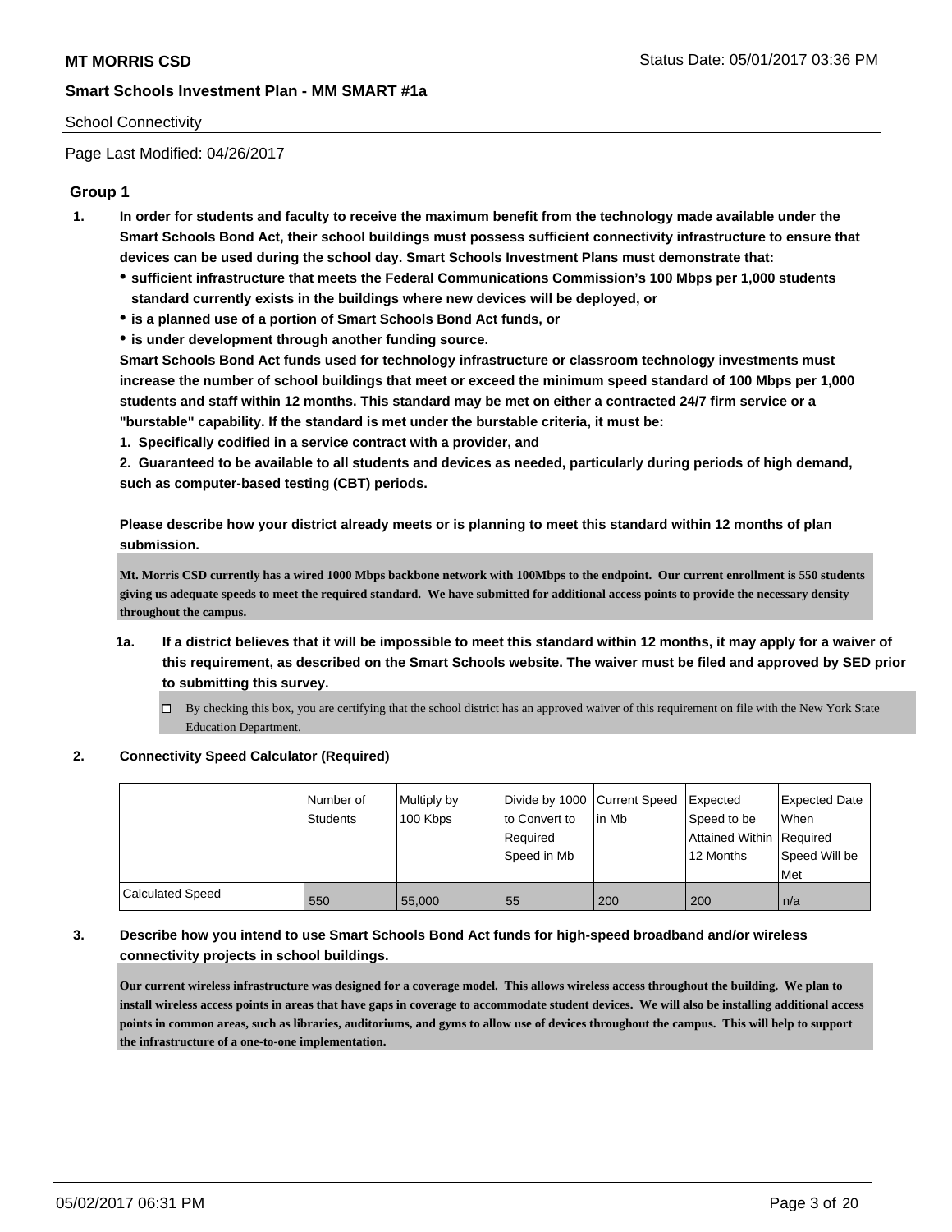**MT MORRIS CSD**

Status Date: 05/01/2017 03:36 PM

**Smart Schools Investment Plan - MM SMART #1a**

School Connectivity

Page Last Modified: 04/26/2017

## Group 1

**1. In order for students and faculty to receive the maximum benefit from the technology made available under the Smart Schools Bond Act, their school buildings must possess sufficient connectivity infrastructure to ensure that devices can be used during the school day. Smart Schools Investment Plans must demonstrate that:**

- **sufficient infrastructure that meets the Federal Communications Commission's 100 Mbps per 1,000 students standard currently exists in the buildings where new devices will be deployed, or**
- **is a planned use of a portion of Smart Schools Bond Act funds, or**
- **is under development through another funding source.**

**Smart Schools Bond Act funds used for technology infrastructure or classroom technology investments must increase the number of school buildings that meet or exceed the minimum speed standard of 100 Mbps per 1,000 students and staff within 12 months. This standard may be met on either a contracted 24/7 firm service or a "burstable" capability. If the standard is met under the burstable criteria, it must be:**

**1. Specifically codified in a service contract with a provider, and**

**2. Guaranteed to be available to all students and devices as needed, particularly during periods of high demand, such as computer-based testing (CBT) periods.**

**Please describe how your district already meets or is planning to meet this standard within 12 months of plan submission.**

Mt. Morris CSD currently has a wired 1000 Mbps backbone network with 100Mbps to the endpoint. Our current enrollment is 550 students giving us adequate speeds to meet the required standard. We have submitted for additional access points to provide the necessary density throughout the campus.

**1a. If a district believes that it will be impossible to meet this standard within 12 months, it may apply for a waiver of this requirement, as described on the Smart Schools website. The waiver must be filed and approved by SED prior to submitting this survey.**

☐ By checking this box, you are certifying that the school district has an approved waiver of this requirement on file with the New York State Education Department.

**2. Connectivity Speed Calculator (Required)**

| | Number of Students | Multiply by 100 Kbps | Divide by 1000 to Convert to Required Speed in Mb | Current Speed in Mb | Expected Speed to be Attained Within 12 Months | Expected Date When Required Speed Will be Met |
|---|---|---|---|---|---|---|
| Calculated Speed | 550 | 55,000 | 55 | 200 | 200 | n/a |

**3. Describe how you intend to use Smart Schools Bond Act funds for high-speed broadband and/or wireless connectivity projects in school buildings.**

Our current wireless infrastructure was designed for a coverage model. This allows wireless access throughout the building. We plan to install wireless access points in areas that have gaps in coverage to accommodate student devices. We will also be installing additional access points in common areas, such as libraries, auditoriums, and gyms to allow use of devices throughout the campus. This will help to support the infrastructure of a one-to-one implementation.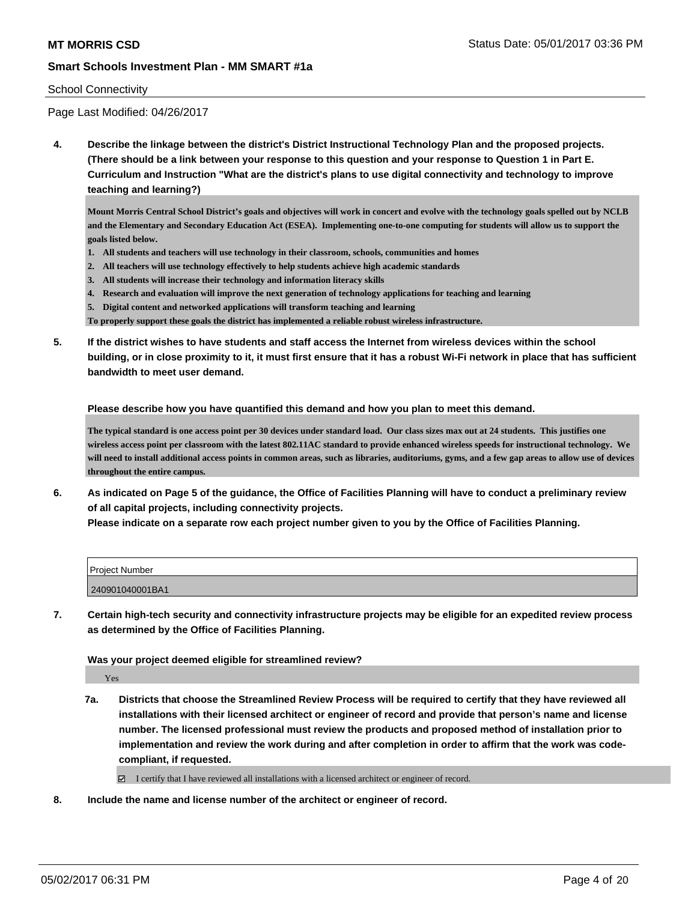School Connectivity

Page Last Modified: 04/26/2017

**4. Describe the linkage between the district's District Instructional Technology Plan and the proposed projects. (There should be a link between your response to this question and your response to Question 1 in Part E. Curriculum and Instruction "What are the district's plans to use digital connectivity and technology to improve teaching and learning?)**

Mount Morris Central School District's goals and objectives will work in concert and evolve with the technology goals spelled out by NCLB and the Elementary and Secondary Education Act (ESEA). Implementing one-to-one computing for students will allow us to support the goals listed below.

1. All students and teachers will use technology in their classroom, schools, communities and homes
2. All teachers will use technology effectively to help students achieve high academic standards
3. All students will increase their technology and information literacy skills
4. Research and evaluation will improve the next generation of technology applications for teaching and learning
5. Digital content and networked applications will transform teaching and learning

To properly support these goals the district has implemented a reliable robust wireless infrastructure.

**5. If the district wishes to have students and staff access the Internet from wireless devices within the school building, or in close proximity to it, it must first ensure that it has a robust Wi-Fi network in place that has sufficient bandwidth to meet user demand.**

**Please describe how you have quantified this demand and how you plan to meet this demand.**

The typical standard is one access point per 30 devices under standard load. Our class sizes max out at 24 students. This justifies one wireless access point per classroom with the latest 802.11AC standard to provide enhanced wireless speeds for instructional technology. We will need to install additional access points in common areas, such as libraries, auditoriums, gyms, and a few gap areas to allow use of devices throughout the entire campus.

**6. As indicated on Page 5 of the guidance, the Office of Facilities Planning will have to conduct a preliminary review of all capital projects, including connectivity projects.**
**Please indicate on a separate row each project number given to you by the Office of Facilities Planning.**

| Project Number |
|---|
| 240901040001BA1 |

**7. Certain high-tech security and connectivity infrastructure projects may be eligible for an expedited review process as determined by the Office of Facilities Planning.**

**Was your project deemed eligible for streamlined review?**

Yes

**7a. Districts that choose the Streamlined Review Process will be required to certify that they have reviewed all installations with their licensed architect or engineer of record and provide that person's name and license number. The licensed professional must review the products and proposed method of installation prior to implementation and review the work during and after completion in order to affirm that the work was code-compliant, if requested.**

☑ I certify that I have reviewed all installations with a licensed architect or engineer of record.

**8. Include the name and license number of the architect or engineer of record.**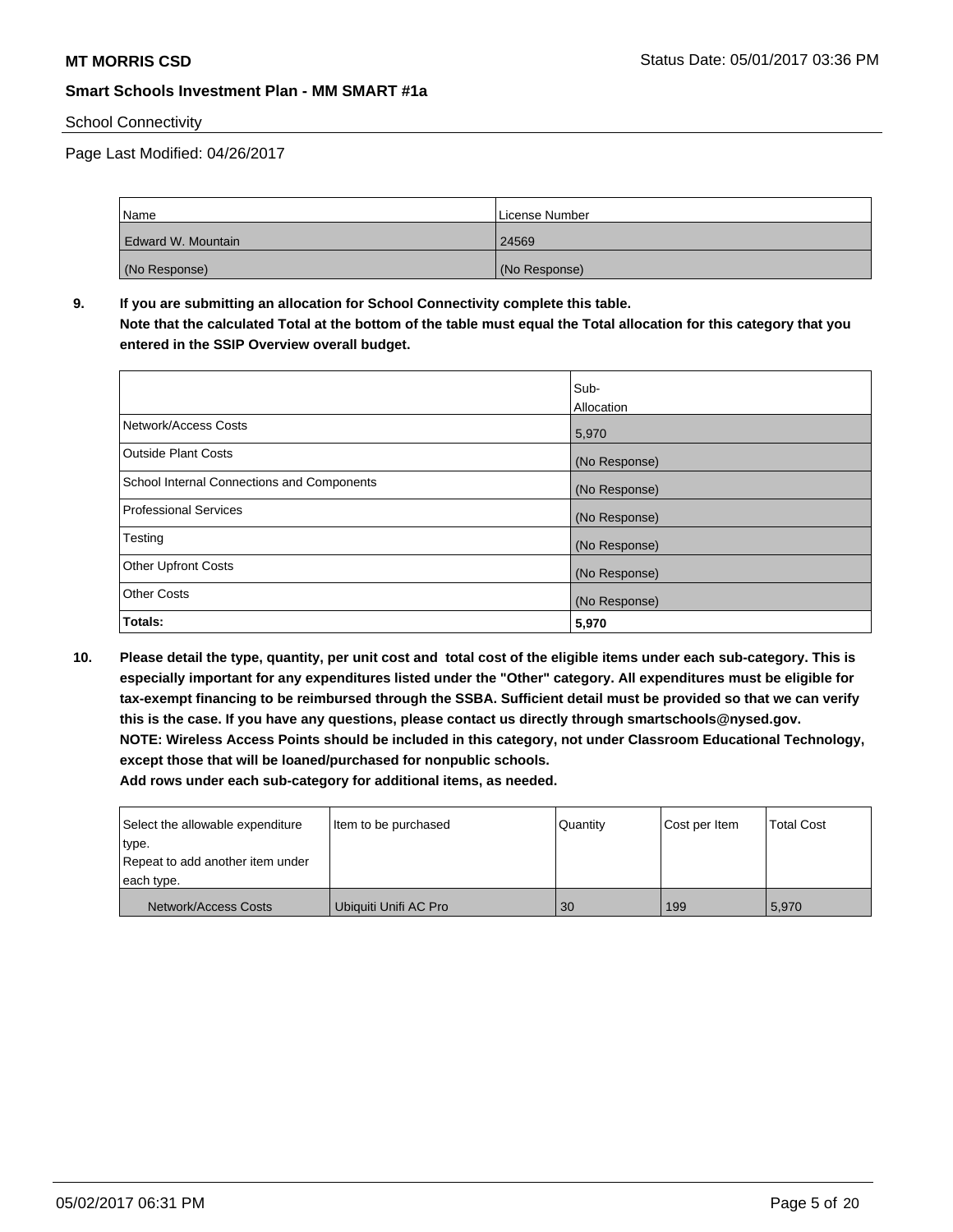School Connectivity

Page Last Modified: 04/26/2017

| Name | License Number |
|---|---|
| Edward W. Mountain | 24569 |
| (No Response) | (No Response) |

**9. If you are submitting an allocation for School Connectivity complete this table.**
**Note that the calculated Total at the bottom of the table must equal the Total allocation for this category that you entered in the SSIP Overview overall budget.**

| | Sub-Allocation |
|---|---|
| Network/Access Costs | 5,970 |
| Outside Plant Costs | (No Response) |
| School Internal Connections and Components | (No Response) |
| Professional Services | (No Response) |
| Testing | (No Response) |
| Other Upfront Costs | (No Response) |
| Other Costs | (No Response) |
| **Totals:** | **5,970** |

**10. Please detail the type, quantity, per unit cost and total cost of the eligible items under each sub-category. This is especially important for any expenditures listed under the "Other" category. All expenditures must be eligible for tax-exempt financing to be reimbursed through the SSBA. Sufficient detail must be provided so that we can verify this is the case. If you have any questions, please contact us directly through smartschools@nysed.gov.**
**NOTE: Wireless Access Points should be included in this category, not under Classroom Educational Technology, except those that will be loaned/purchased for nonpublic schools.**
**Add rows under each sub-category for additional items, as needed.**

| Select the allowable expenditure type. Repeat to add another item under each type. | Item to be purchased | Quantity | Cost per Item | Total Cost |
|---|---|---|---|---|
| Network/Access Costs | Ubiquiti Unifi AC Pro | 30 | 199 | 5,970 |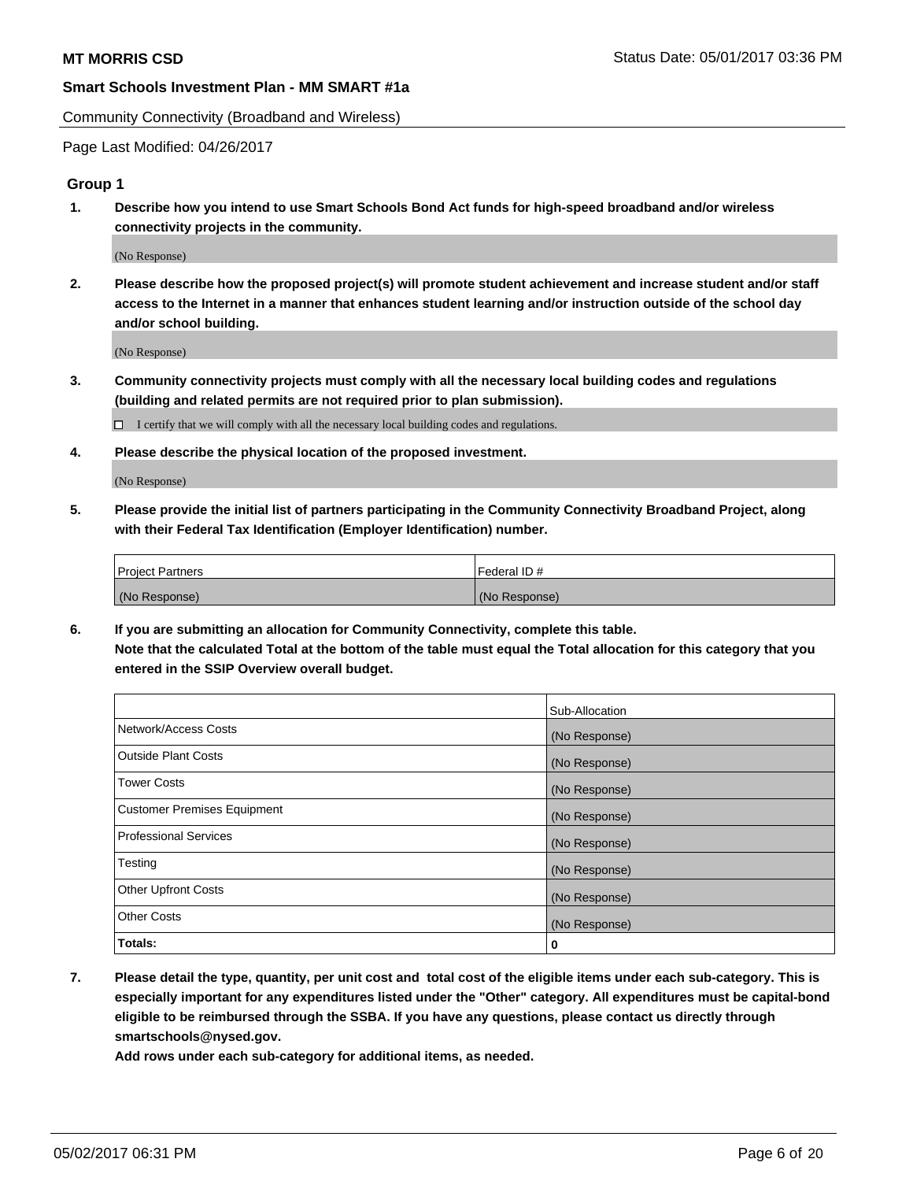Page Last Modified: 04/26/2017

## Group 1

**1. Describe how you intend to use Smart Schools Bond Act funds for high-speed broadband and/or wireless connectivity projects in the community.**

(No Response)

**2. Please describe how the proposed project(s) will promote student achievement and increase student and/or staff access to the Internet in a manner that enhances student learning and/or instruction outside of the school day and/or school building.**

(No Response)

**3. Community connectivity projects must comply with all the necessary local building codes and regulations (building and related permits are not required prior to plan submission).**

☐ I certify that we will comply with all the necessary local building codes and regulations.

**4. Please describe the physical location of the proposed investment.**

(No Response)

**5. Please provide the initial list of partners participating in the Community Connectivity Broadband Project, along with their Federal Tax Identification (Employer Identification) number.**

| Project Partners | Federal ID # |
| --- | --- |
| (No Response) | (No Response) |

**6. If you are submitting an allocation for Community Connectivity, complete this table.**
**Note that the calculated Total at the bottom of the table must equal the Total allocation for this category that you entered in the SSIP Overview overall budget.**

| | Sub-Allocation |
| --- | --- |
| Network/Access Costs | (No Response) |
| Outside Plant Costs | (No Response) |
| Tower Costs | (No Response) |
| Customer Premises Equipment | (No Response) |
| Professional Services | (No Response) |
| Testing | (No Response) |
| Other Upfront Costs | (No Response) |
| Other Costs | (No Response) |
| **Totals:** | **0** |

**7. Please detail the type, quantity, per unit cost and total cost of the eligible items under each sub-category. This is especially important for any expenditures listed under the "Other" category. All expenditures must be capital-bond eligible to be reimbursed through the SSBA. If you have any questions, please contact us directly through smartschools@nysed.gov.**
**Add rows under each sub-category for additional items, as needed.**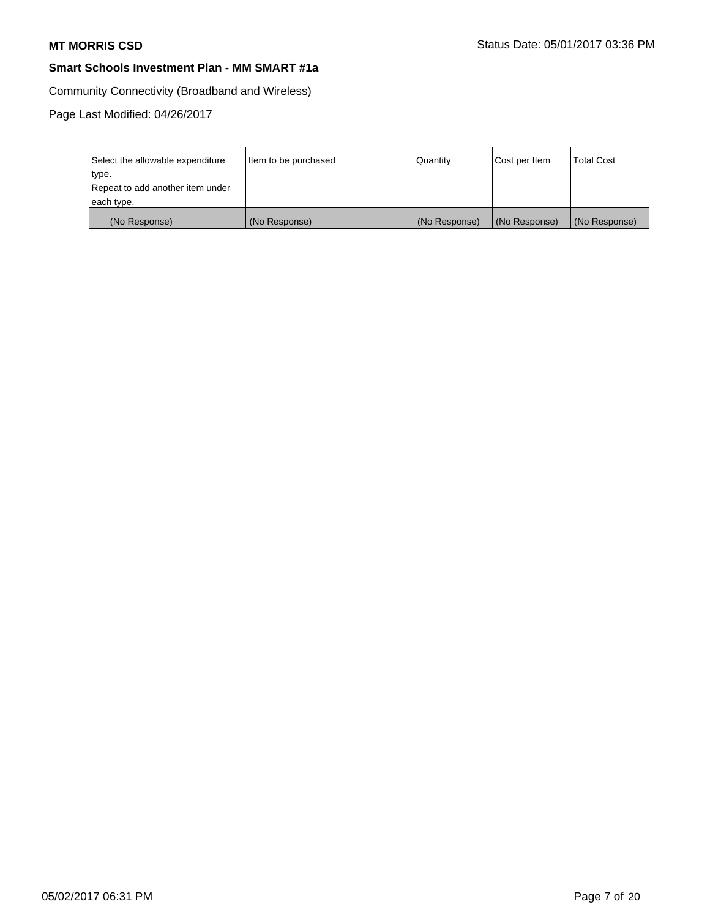Community Connectivity (Broadband and Wireless)

Page Last Modified: 04/26/2017

| Select the allowable expenditure type.<br>Repeat to add another item under each type. | Item to be purchased | Quantity | Cost per Item | Total Cost |
|---|---|---|---|---|
| (No Response) | (No Response) | (No Response) | (No Response) | (No Response) |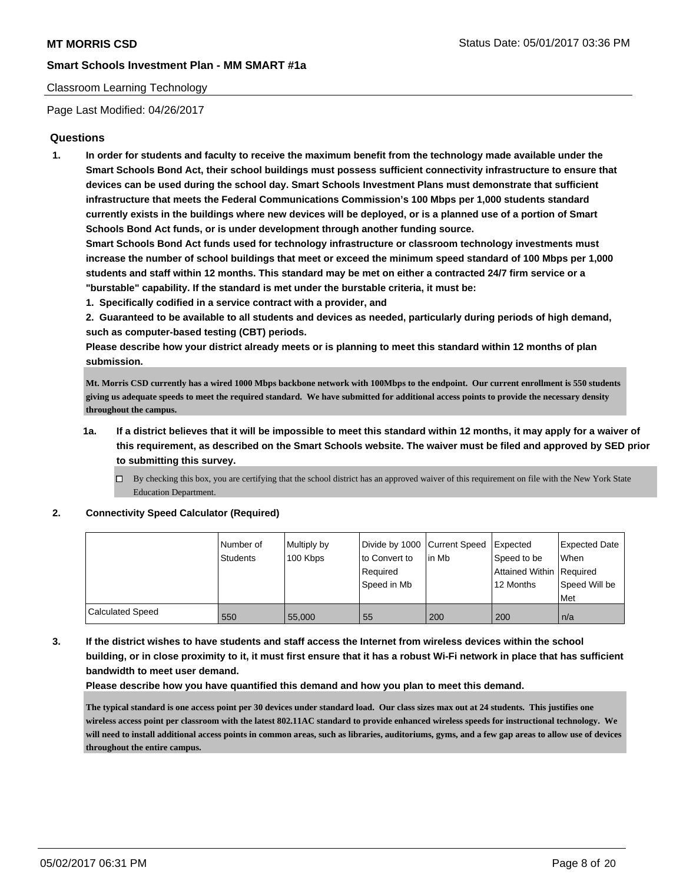Classroom Learning Technology

Page Last Modified: 04/26/2017

## Questions

1. **In order for students and faculty to receive the maximum benefit from the technology made available under the Smart Schools Bond Act, their school buildings must possess sufficient connectivity infrastructure to ensure that devices can be used during the school day. Smart Schools Investment Plans must demonstrate that sufficient infrastructure that meets the Federal Communications Commission's 100 Mbps per 1,000 students standard currently exists in the buildings where new devices will be deployed, or is a planned use of a portion of Smart Schools Bond Act funds, or is under development through another funding source.**

   **Smart Schools Bond Act funds used for technology infrastructure or classroom technology investments must increase the number of school buildings that meet or exceed the minimum speed standard of 100 Mbps per 1,000 students and staff within 12 months. This standard may be met on either a contracted 24/7 firm service or a "burstable" capability. If the standard is met under the burstable criteria, it must be:**

   **1. Specifically codified in a service contract with a provider, and**

   **2. Guaranteed to be available to all students and devices as needed, particularly during periods of high demand, such as computer-based testing (CBT) periods.**

   **Please describe how your district already meets or is planning to meet this standard within 12 months of plan submission.**

   **Mt. Morris CSD currently has a wired 1000 Mbps backbone network with 100Mbps to the endpoint. Our current enrollment is 550 students giving us adequate speeds to meet the required standard. We have submitted for additional access points to provide the necessary density throughout the campus.**

   1a. **If a district believes that it will be impossible to meet this standard within 12 months, it may apply for a waiver of this requirement, as described on the Smart Schools website. The waiver must be filed and approved by SED prior to submitting this survey.**

   ☐ By checking this box, you are certifying that the school district has an approved waiver of this requirement on file with the New York State Education Department.

2. **Connectivity Speed Calculator (Required)**

| | Number of Students | Multiply by 100 Kbps | Divide by 1000 to Convert to Required Speed in Mb | Current Speed in Mb | Expected Speed to be Attained Within 12 Months | Expected Date When Required Speed Will be Met |
|---|---|---|---|---|---|---|
| Calculated Speed | 550 | 55,000 | 55 | 200 | 200 | n/a |

3. **If the district wishes to have students and staff access the Internet from wireless devices within the school building, or in close proximity to it, it must first ensure that it has a robust Wi-Fi network in place that has sufficient bandwidth to meet user demand.**

   **Please describe how you have quantified this demand and how you plan to meet this demand.**

   **The typical standard is one access point per 30 devices under standard load. Our class sizes max out at 24 students. This justifies one wireless access point per classroom with the latest 802.11AC standard to provide enhanced wireless speeds for instructional technology. We will need to install additional access points in common areas, such as libraries, auditoriums, gyms, and a few gap areas to allow use of devices throughout the entire campus.**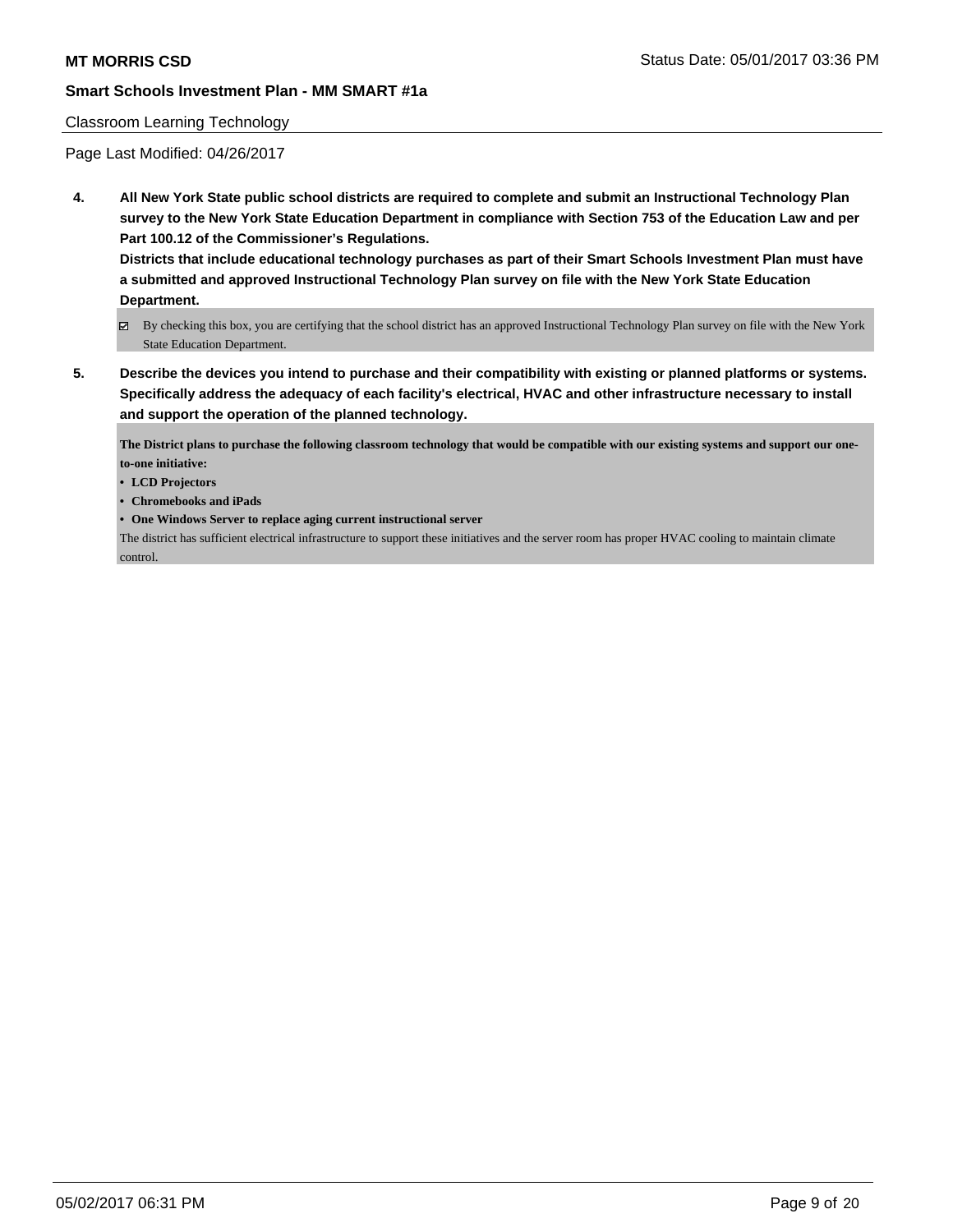Classroom Learning Technology

Page Last Modified: 04/26/2017

**4. All New York State public school districts are required to complete and submit an Instructional Technology Plan survey to the New York State Education Department in compliance with Section 753 of the Education Law and per Part 100.12 of the Commissioner's Regulations.**

**Districts that include educational technology purchases as part of their Smart Schools Investment Plan must have a submitted and approved Instructional Technology Plan survey on file with the New York State Education Department.**

☑ By checking this box, you are certifying that the school district has an approved Instructional Technology Plan survey on file with the New York State Education Department.

**5. Describe the devices you intend to purchase and their compatibility with existing or planned platforms or systems. Specifically address the adequacy of each facility's electrical, HVAC and other infrastructure necessary to install and support the operation of the planned technology.**

**The District plans to purchase the following classroom technology that would be compatible with our existing systems and support our one-to-one initiative:**

- **LCD Projectors**
- **Chromebooks and iPads**
- **One Windows Server to replace aging current instructional server**

The district has sufficient electrical infrastructure to support these initiatives and the server room has proper HVAC cooling to maintain climate control.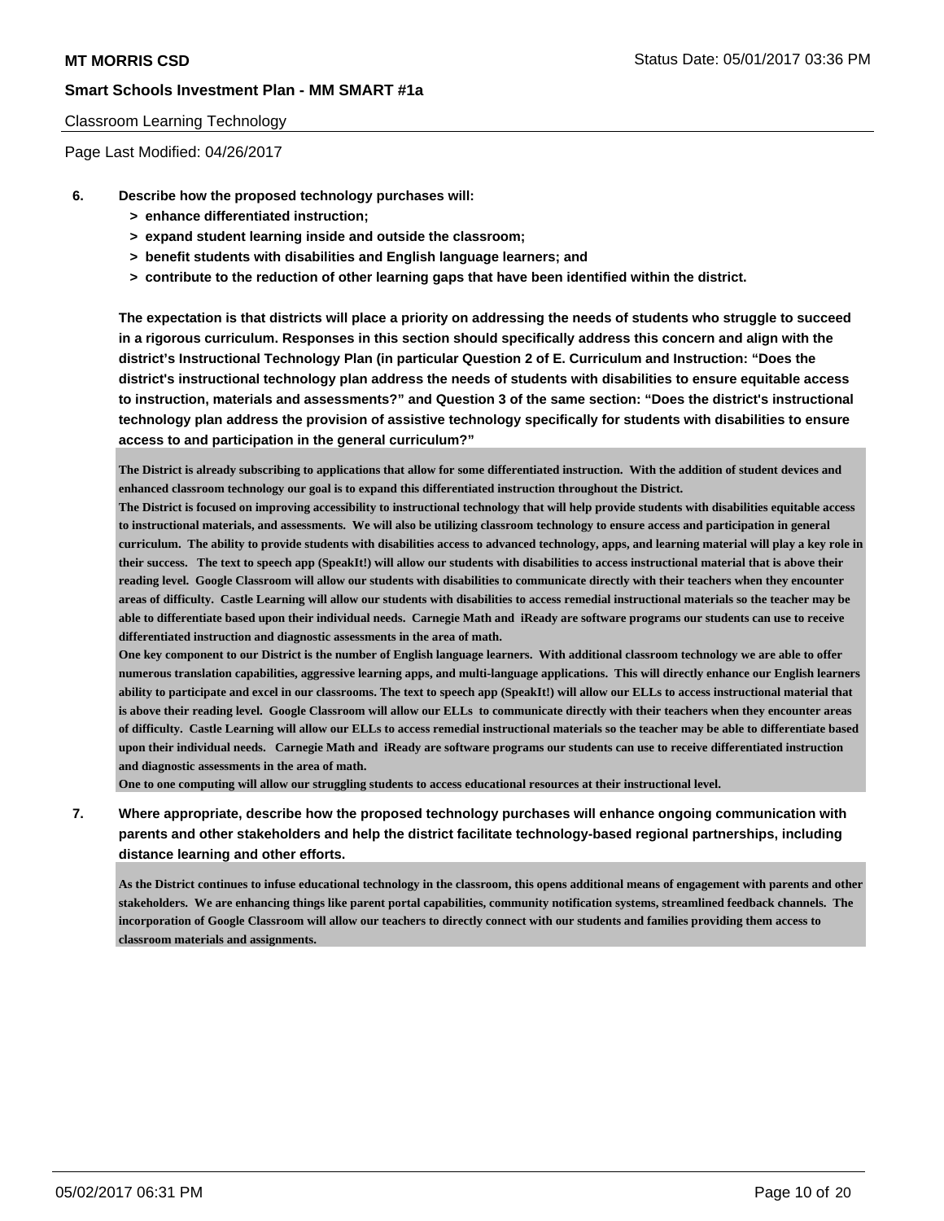Classroom Learning Technology

Page Last Modified: 04/26/2017

**6. Describe how the proposed technology purchases will:**

- **> enhance differentiated instruction;**
- **> expand student learning inside and outside the classroom;**
- **> benefit students with disabilities and English language learners; and**
- **> contribute to the reduction of other learning gaps that have been identified within the district.**

**The expectation is that districts will place a priority on addressing the needs of students who struggle to succeed in a rigorous curriculum. Responses in this section should specifically address this concern and align with the district's Instructional Technology Plan (in particular Question 2 of E. Curriculum and Instruction: "Does the district's instructional technology plan address the needs of students with disabilities to ensure equitable access to instruction, materials and assessments?" and Question 3 of the same section: "Does the district's instructional technology plan address the provision of assistive technology specifically for students with disabilities to ensure access to and participation in the general curriculum?"**

The District is already subscribing to applications that allow for some differentiated instruction. With the addition of student devices and enhanced classroom technology our goal is to expand this differentiated instruction throughout the District.
The District is focused on improving accessibility to instructional technology that will help provide students with disabilities equitable access to instructional materials, and assessments. We will also be utilizing classroom technology to ensure access and participation in general curriculum. The ability to provide students with disabilities access to advanced technology, apps, and learning material will play a key role in their success. The text to speech app (SpeakIt!) will allow our students with disabilities to access instructional material that is above their reading level. Google Classroom will allow our students with disabilities to communicate directly with their teachers when they encounter areas of difficulty. Castle Learning will allow our students with disabilities to access remedial instructional materials so the teacher may be able to differentiate based upon their individual needs. Carnegie Math and iReady are software programs our students can use to receive differentiated instruction and diagnostic assessments in the area of math.
One key component to our District is the number of English language learners. With additional classroom technology we are able to offer numerous translation capabilities, aggressive learning apps, and multi-language applications. This will directly enhance our English learners ability to participate and excel in our classrooms. The text to speech app (SpeakIt!) will allow our ELLs to access instructional material that is above their reading level. Google Classroom will allow our ELLs to communicate directly with their teachers when they encounter areas of difficulty. Castle Learning will allow our ELLs to access remedial instructional materials so the teacher may be able to differentiate based upon their individual needs. Carnegie Math and iReady are software programs our students can use to receive differentiated instruction and diagnostic assessments in the area of math.
One to one computing will allow our struggling students to access educational resources at their instructional level.

**7. Where appropriate, describe how the proposed technology purchases will enhance ongoing communication with parents and other stakeholders and help the district facilitate technology-based regional partnerships, including distance learning and other efforts.**

As the District continues to infuse educational technology in the classroom, this opens additional means of engagement with parents and other stakeholders. We are enhancing things like parent portal capabilities, community notification systems, streamlined feedback channels. The incorporation of Google Classroom will allow our teachers to directly connect with our students and families providing them access to classroom materials and assignments.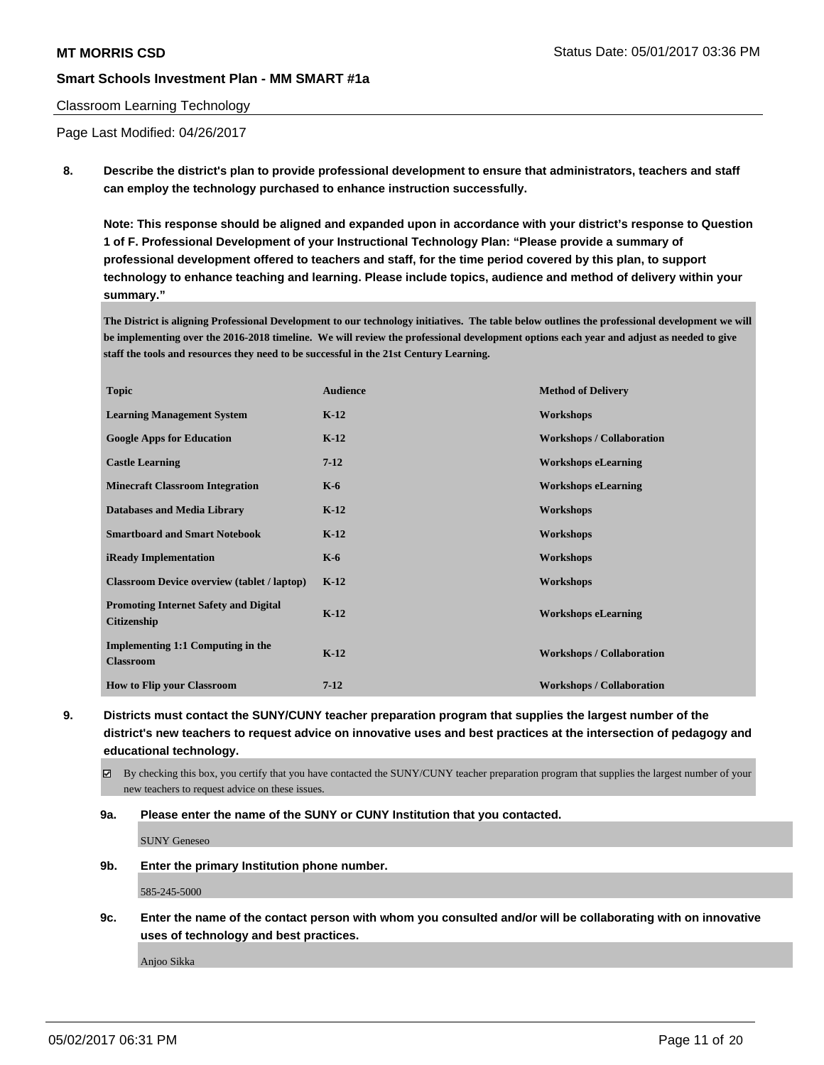Classroom Learning Technology

Page Last Modified: 04/26/2017

**8. Describe the district's plan to provide professional development to ensure that administrators, teachers and staff can employ the technology purchased to enhance instruction successfully.**

**Note: This response should be aligned and expanded upon in accordance with your district's response to Question 1 of F. Professional Development of your Instructional Technology Plan: "Please provide a summary of professional development offered to teachers and staff, for the time period covered by this plan, to support technology to enhance teaching and learning. Please include topics, audience and method of delivery within your summary."**

**The District is aligning Professional Development to our technology initiatives. The table below outlines the professional development we will be implementing over the 2016-2018 timeline. We will review the professional development options each year and adjust as needed to give staff the tools and resources they need to be successful in the 21st Century Learning.**

| Topic | Audience | Method of Delivery |
|---|---|---|
| Learning Management System | K-12 | Workshops |
| Google Apps for Education | K-12 | Workshops / Collaboration |
| Castle Learning | 7-12 | Workshops eLearning |
| Minecraft Classroom Integration | K-6 | Workshops eLearning |
| Databases and Media Library | K-12 | Workshops |
| Smartboard and Smart Notebook | K-12 | Workshops |
| iReady Implementation | K-6 | Workshops |
| Classroom Device overview (tablet / laptop) | K-12 | Workshops |
| Promoting Internet Safety and Digital Citizenship | K-12 | Workshops eLearning |
| Implementing 1:1 Computing in the Classroom | K-12 | Workshops / Collaboration |
| How to Flip your Classroom | 7-12 | Workshops / Collaboration |

**9. Districts must contact the SUNY/CUNY teacher preparation program that supplies the largest number of the district's new teachers to request advice on innovative uses and best practices at the intersection of pedagogy and educational technology.**

☑ By checking this box, you certify that you have contacted the SUNY/CUNY teacher preparation program that supplies the largest number of your new teachers to request advice on these issues.

**9a. Please enter the name of the SUNY or CUNY Institution that you contacted.**

SUNY Geneseo

**9b. Enter the primary Institution phone number.**

585-245-5000

**9c. Enter the name of the contact person with whom you consulted and/or will be collaborating with on innovative uses of technology and best practices.**

Anjoo Sikka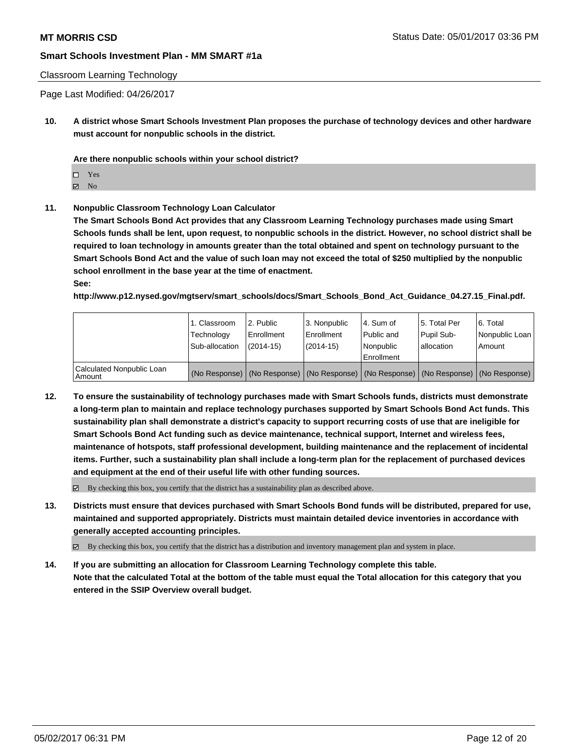Classroom Learning Technology

Page Last Modified: 04/26/2017

**10. A district whose Smart Schools Investment Plan proposes the purchase of technology devices and other hardware must account for nonpublic schools in the district.**

**Are there nonpublic schools within your school district?**

☐ Yes
☑ No

**11. Nonpublic Classroom Technology Loan Calculator**

**The Smart Schools Bond Act provides that any Classroom Learning Technology purchases made using Smart Schools funds shall be lent, upon request, to nonpublic schools in the district. However, no school district shall be required to loan technology in amounts greater than the total obtained and spent on technology pursuant to the Smart Schools Bond Act and the value of such loan may not exceed the total of $250 multiplied by the nonpublic school enrollment in the base year at the time of enactment.**
**See:**
**http://www.p12.nysed.gov/mgtserv/smart_schools/docs/Smart_Schools_Bond_Act_Guidance_04.27.15_Final.pdf.**

| | 1. Classroom Technology Sub-allocation | 2. Public Enrollment (2014-15) | 3. Nonpublic Enrollment (2014-15) | 4. Sum of Public and Nonpublic Enrollment | 5. Total Per Pupil Sub-allocation | 6. Total Nonpublic Loan Amount |
|---|---|---|---|---|---|---|
| Calculated Nonpublic Loan Amount | (No Response) | (No Response) | (No Response) | (No Response) | (No Response) | (No Response) |

**12. To ensure the sustainability of technology purchases made with Smart Schools funds, districts must demonstrate a long-term plan to maintain and replace technology purchases supported by Smart Schools Bond Act funds. This sustainability plan shall demonstrate a district's capacity to support recurring costs of use that are ineligible for Smart Schools Bond Act funding such as device maintenance, technical support, Internet and wireless fees, maintenance of hotspots, staff professional development, building maintenance and the replacement of incidental items. Further, such a sustainability plan shall include a long-term plan for the replacement of purchased devices and equipment at the end of their useful life with other funding sources.**

☑ By checking this box, you certify that the district has a sustainability plan as described above.

**13. Districts must ensure that devices purchased with Smart Schools Bond funds will be distributed, prepared for use, maintained and supported appropriately. Districts must maintain detailed device inventories in accordance with generally accepted accounting principles.**

☑ By checking this box, you certify that the district has a distribution and inventory management plan and system in place.

**14. If you are submitting an allocation for Classroom Learning Technology complete this table. Note that the calculated Total at the bottom of the table must equal the Total allocation for this category that you entered in the SSIP Overview overall budget.**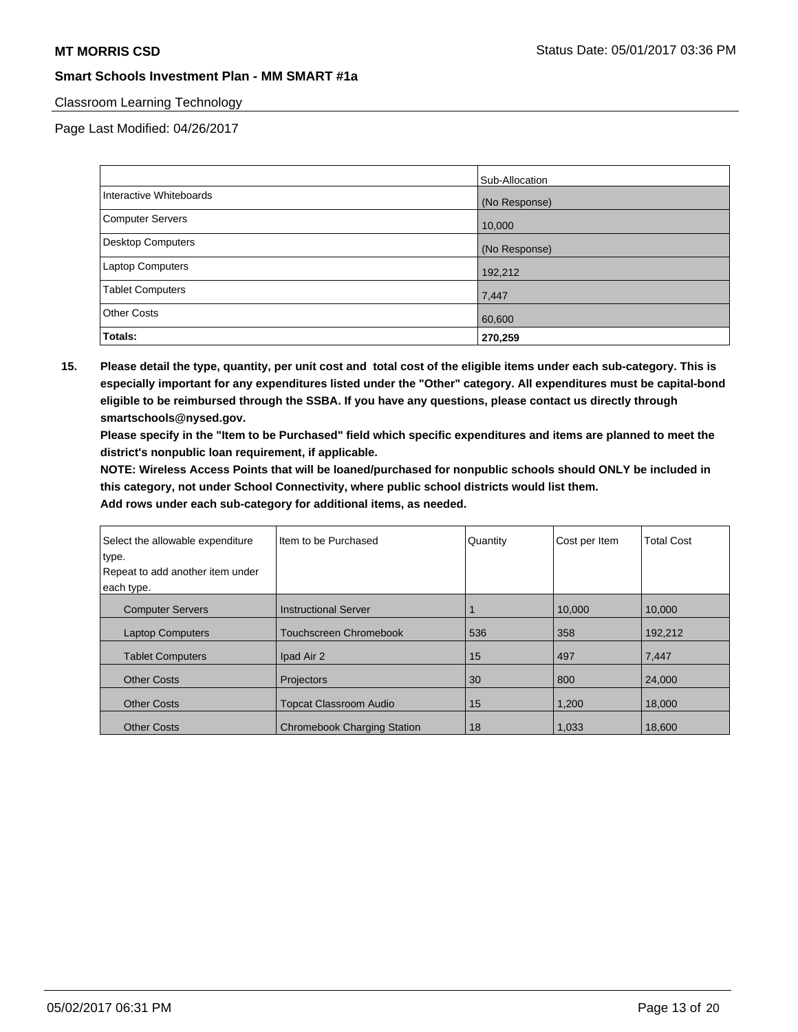**MT MORRIS CSD** Status Date: 05/01/2017 03:36 PM

**Smart Schools Investment Plan - MM SMART #1a**

Classroom Learning Technology

Page Last Modified: 04/26/2017

| | Sub-Allocation |
|---|---|
| Interactive Whiteboards | (No Response) |
| Computer Servers | 10,000 |
| Desktop Computers | (No Response) |
| Laptop Computers | 192,212 |
| Tablet Computers | 7,447 |
| Other Costs | 60,600 |
| **Totals:** | **270,259** |

**15. Please detail the type, quantity, per unit cost and total cost of the eligible items under each sub-category. This is especially important for any expenditures listed under the "Other" category. All expenditures must be capital-bond eligible to be reimbursed through the SSBA. If you have any questions, please contact us directly through smartschools@nysed.gov.**

**Please specify in the "Item to be Purchased" field which specific expenditures and items are planned to meet the district's nonpublic loan requirement, if applicable.**

**NOTE: Wireless Access Points that will be loaned/purchased for nonpublic schools should ONLY be included in this category, not under School Connectivity, where public school districts would list them.**

**Add rows under each sub-category for additional items, as needed.**

| Select the allowable expenditure type. Repeat to add another item under each type. | Item to be Purchased | Quantity | Cost per Item | Total Cost |
|---|---|---|---|---|
| Computer Servers | Instructional Server | 1 | 10,000 | 10,000 |
| Laptop Computers | Touchscreen Chromebook | 536 | 358 | 192,212 |
| Tablet Computers | Ipad Air 2 | 15 | 497 | 7,447 |
| Other Costs | Projectors | 30 | 800 | 24,000 |
| Other Costs | Topcat Classroom Audio | 15 | 1,200 | 18,000 |
| Other Costs | Chromebook Charging Station | 18 | 1,033 | 18,600 |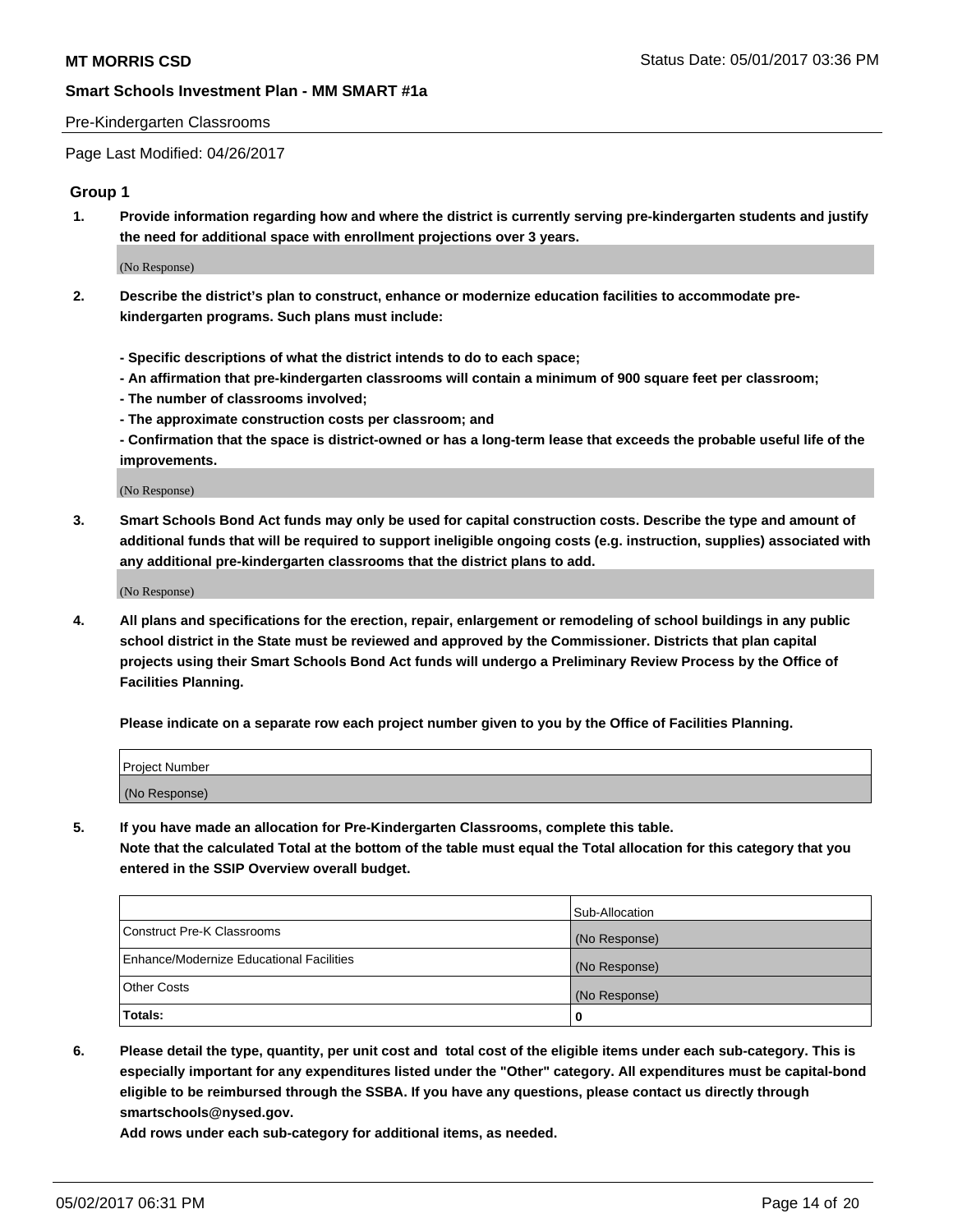Pre-Kindergarten Classrooms

Page Last Modified: 04/26/2017

## Group 1

**1. Provide information regarding how and where the district is currently serving pre-kindergarten students and justify the need for additional space with enrollment projections over 3 years.**

(No Response)

**2. Describe the district's plan to construct, enhance or modernize education facilities to accommodate pre-kindergarten programs. Such plans must include:**

**- Specific descriptions of what the district intends to do to each space;**
**- An affirmation that pre-kindergarten classrooms will contain a minimum of 900 square feet per classroom;**
**- The number of classrooms involved;**
**- The approximate construction costs per classroom; and**
**- Confirmation that the space is district-owned or has a long-term lease that exceeds the probable useful life of the improvements.**

(No Response)

**3. Smart Schools Bond Act funds may only be used for capital construction costs. Describe the type and amount of additional funds that will be required to support ineligible ongoing costs (e.g. instruction, supplies) associated with any additional pre-kindergarten classrooms that the district plans to add.**

(No Response)

**4. All plans and specifications for the erection, repair, enlargement or remodeling of school buildings in any public school district in the State must be reviewed and approved by the Commissioner. Districts that plan capital projects using their Smart Schools Bond Act funds will undergo a Preliminary Review Process by the Office of Facilities Planning.**

**Please indicate on a separate row each project number given to you by the Office of Facilities Planning.**

| Project Number |
|---|
| (No Response) |

**5. If you have made an allocation for Pre-Kindergarten Classrooms, complete this table.**
**Note that the calculated Total at the bottom of the table must equal the Total allocation for this category that you entered in the SSIP Overview overall budget.**

| | Sub-Allocation |
|---|---|
| Construct Pre-K Classrooms | (No Response) |
| Enhance/Modernize Educational Facilities | (No Response) |
| Other Costs | (No Response) |
| **Totals:** | **0** |

**6. Please detail the type, quantity, per unit cost and total cost of the eligible items under each sub-category. This is especially important for any expenditures listed under the "Other" category. All expenditures must be capital-bond eligible to be reimbursed through the SSBA. If you have any questions, please contact us directly through smartschools@nysed.gov.**
**Add rows under each sub-category for additional items, as needed.**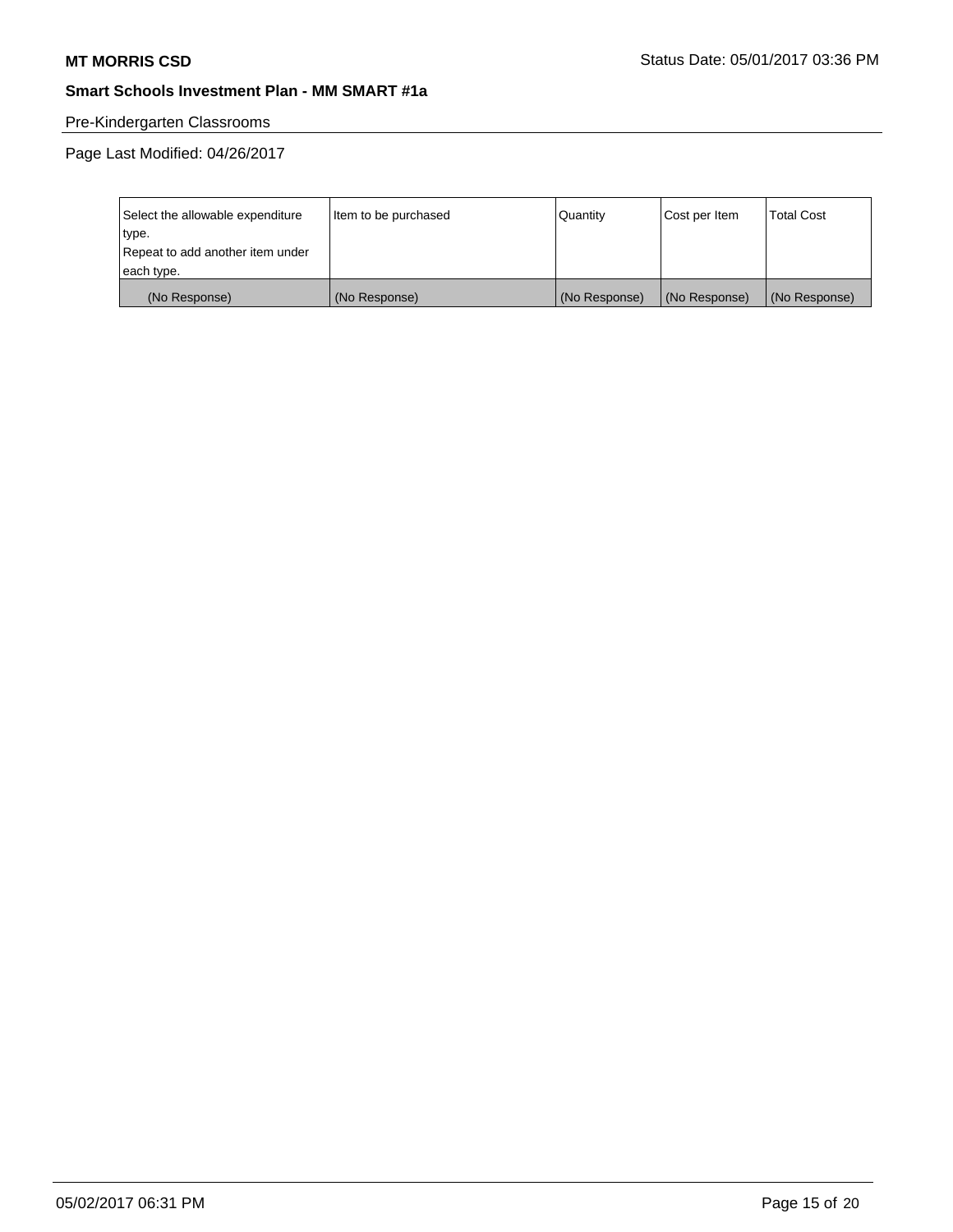Pre-Kindergarten Classrooms

Page Last Modified: 04/26/2017

| Select the allowable expenditure type. Repeat to add another item under each type. | Item to be purchased | Quantity | Cost per Item | Total Cost |
|---|---|---|---|---|
| (No Response) | (No Response) | (No Response) | (No Response) | (No Response) |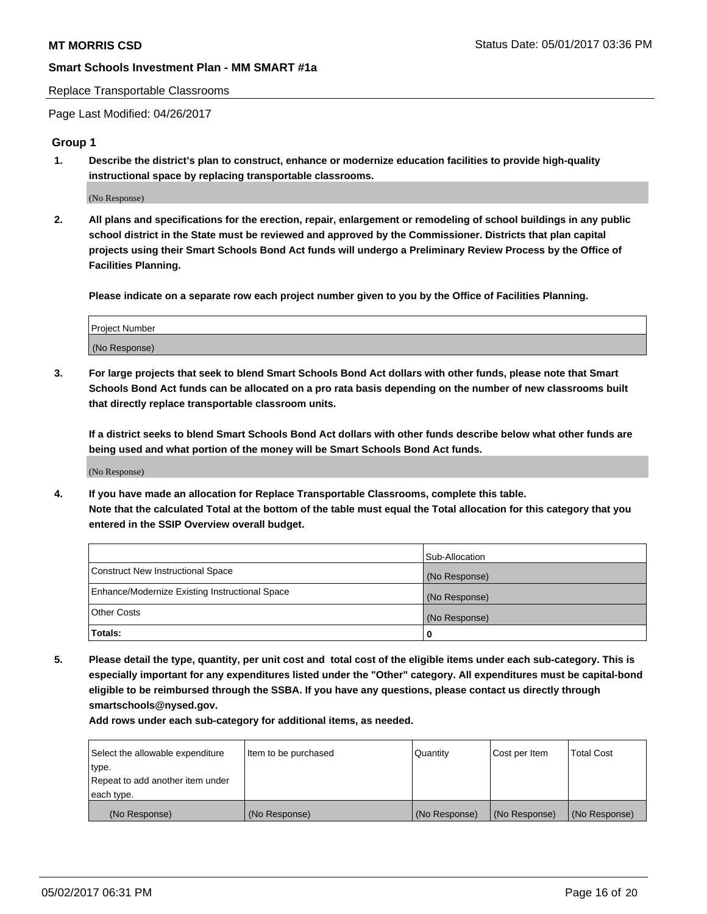Replace Transportable Classrooms

Page Last Modified: 04/26/2017

## Group 1

**1. Describe the district's plan to construct, enhance or modernize education facilities to provide high-quality instructional space by replacing transportable classrooms.**

(No Response)

**2. All plans and specifications for the erection, repair, enlargement or remodeling of school buildings in any public school district in the State must be reviewed and approved by the Commissioner. Districts that plan capital projects using their Smart Schools Bond Act funds will undergo a Preliminary Review Process by the Office of Facilities Planning.**

**Please indicate on a separate row each project number given to you by the Office of Facilities Planning.**

| Project Number |
|---|
| (No Response) |

**3. For large projects that seek to blend Smart Schools Bond Act dollars with other funds, please note that Smart Schools Bond Act funds can be allocated on a pro rata basis depending on the number of new classrooms built that directly replace transportable classroom units.**

**If a district seeks to blend Smart Schools Bond Act dollars with other funds describe below what other funds are being used and what portion of the money will be Smart Schools Bond Act funds.**

(No Response)

**4. If you have made an allocation for Replace Transportable Classrooms, complete this table.**
**Note that the calculated Total at the bottom of the table must equal the Total allocation for this category that you entered in the SSIP Overview overall budget.**

| | Sub-Allocation |
|---|---|
| Construct New Instructional Space | (No Response) |
| Enhance/Modernize Existing Instructional Space | (No Response) |
| Other Costs | (No Response) |
| **Totals:** | **0** |

**5. Please detail the type, quantity, per unit cost and total cost of the eligible items under each sub-category. This is especially important for any expenditures listed under the "Other" category. All expenditures must be capital-bond eligible to be reimbursed through the SSBA. If you have any questions, please contact us directly through smartschools@nysed.gov.**

**Add rows under each sub-category for additional items, as needed.**

| Select the allowable expenditure type. Repeat to add another item under each type. | Item to be purchased | Quantity | Cost per Item | Total Cost |
|---|---|---|---|---|
| (No Response) | (No Response) | (No Response) | (No Response) | (No Response) |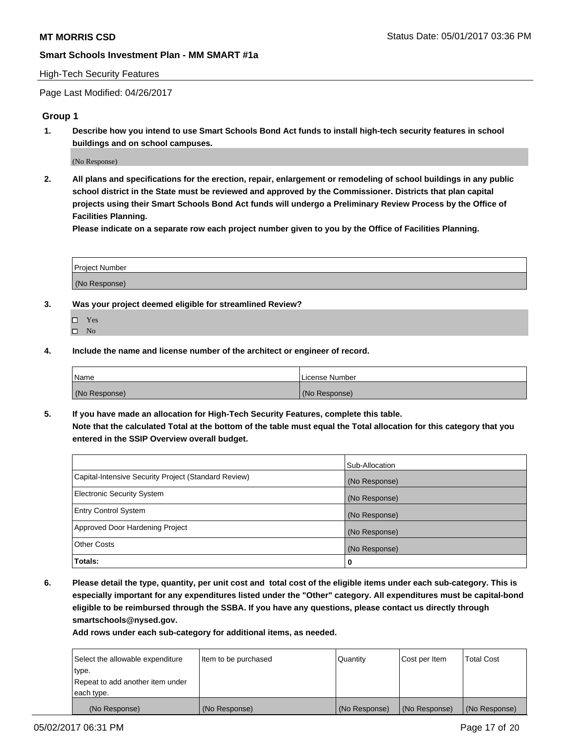High-Tech Security Features

Page Last Modified: 04/26/2017

## Group 1

**1. Describe how you intend to use Smart Schools Bond Act funds to install high-tech security features in school buildings and on school campuses.**

(No Response)

**2. All plans and specifications for the erection, repair, enlargement or remodeling of school buildings in any public school district in the State must be reviewed and approved by the Commissioner. Districts that plan capital projects using their Smart Schools Bond Act funds will undergo a Preliminary Review Process by the Office of Facilities Planning.**

**Please indicate on a separate row each project number given to you by the Office of Facilities Planning.**

| Project Number |
|---|
| (No Response) |

**3. Was your project deemed eligible for streamlined Review?**

- ☐ Yes
- ☐ No

**4. Include the name and license number of the architect or engineer of record.**

| Name | License Number |
|---|---|
| (No Response) | (No Response) |

**5. If you have made an allocation for High-Tech Security Features, complete this table.**
**Note that the calculated Total at the bottom of the table must equal the Total allocation for this category that you entered in the SSIP Overview overall budget.**

| | Sub-Allocation |
|---|---|
| Capital-Intensive Security Project (Standard Review) | (No Response) |
| Electronic Security System | (No Response) |
| Entry Control System | (No Response) |
| Approved Door Hardening Project | (No Response) |
| Other Costs | (No Response) |
| **Totals:** | **0** |

**6. Please detail the type, quantity, per unit cost and total cost of the eligible items under each sub-category. This is especially important for any expenditures listed under the "Other" category. All expenditures must be capital-bond eligible to be reimbursed through the SSBA. If you have any questions, please contact us directly through smartschools@nysed.gov.**

**Add rows under each sub-category for additional items, as needed.**

| Select the allowable expenditure type. Repeat to add another item under each type. | Item to be purchased | Quantity | Cost per Item | Total Cost |
|---|---|---|---|---|
| (No Response) | (No Response) | (No Response) | (No Response) | (No Response) |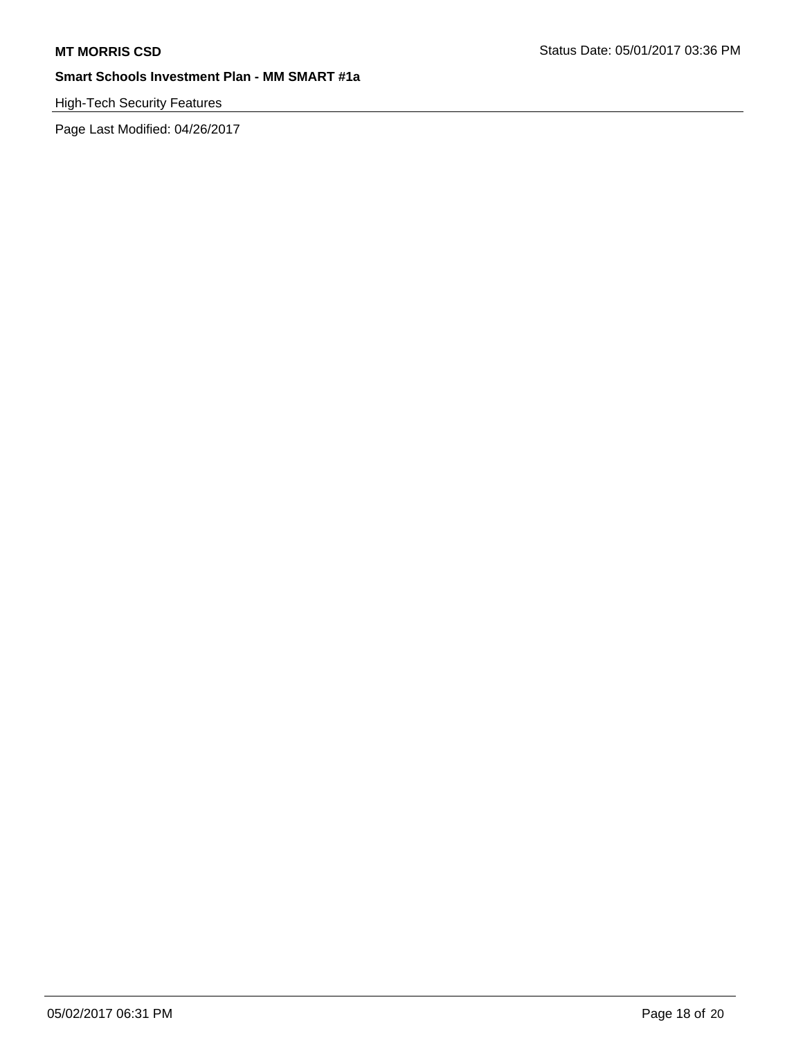High-Tech Security Features

Page Last Modified: 04/26/2017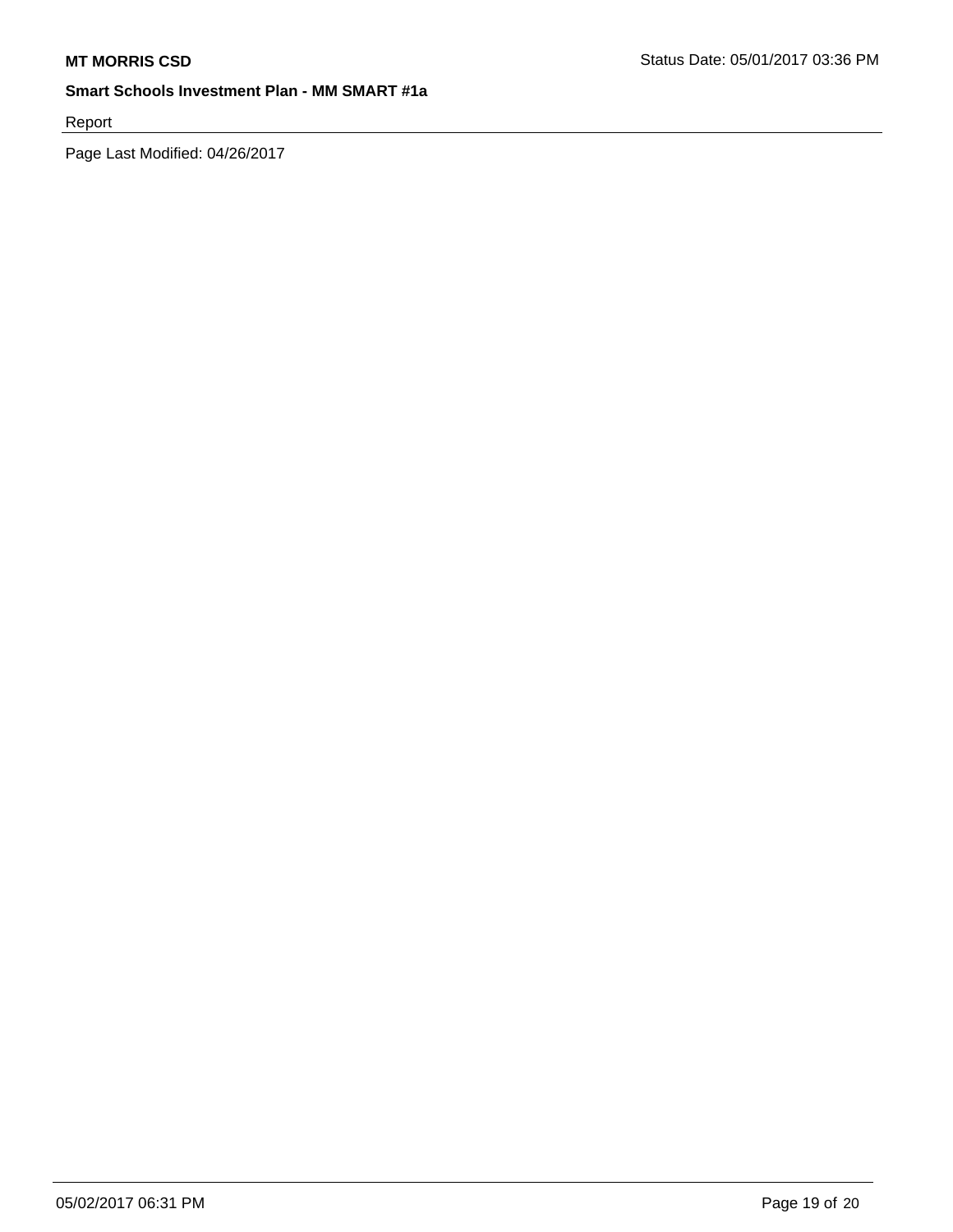Report

Page Last Modified: 04/26/2017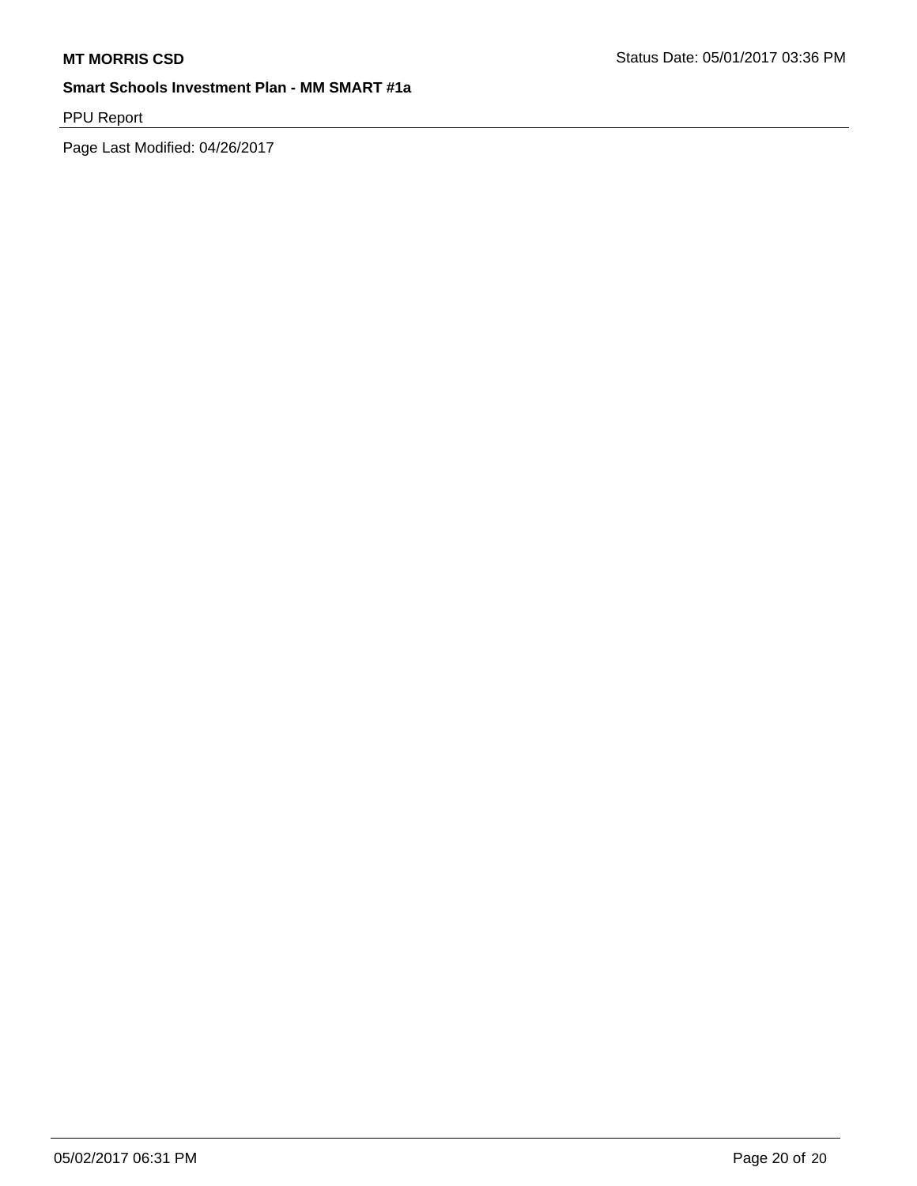Page Last Modified: 04/26/2017